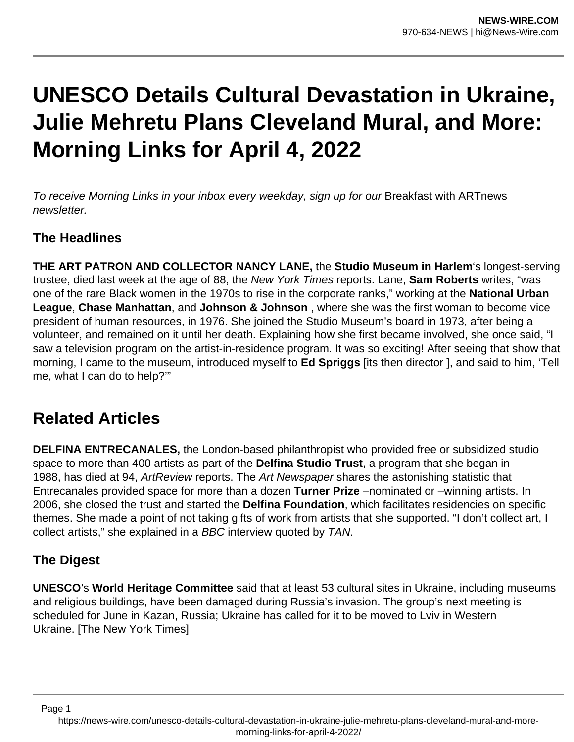# UNESCO Details Cultural Devastation in Ukraine, Julie Mehretu Plans Cleveland Mural, and More: Morning Links for April 4, 2022

*To receive Morning Links in your inbox every weekday, sign up for our* Breakfast with ARTnews *newsletter.*

### The Headlines

**THE ART PATRON AND COLLECTOR NANCY LANE,** the **Studio Museum in Harlem**'s longest-serving trustee, died last week at the age of 88, the *New York Times* reports. Lane, **Sam Roberts** writes, "was one of the rare Black women in the 1970s to rise in the corporate ranks," working at the **National Urban League**, **Chase Manhattan**, and **Johnson & Johnson** , where she was the first woman to become vice president of human resources, in 1976. She joined the Studio Museum's board in 1973, after being a volunteer, and remained on it until her death. Explaining how she first became involved, she once said, "I saw a television program on the artist-in-residence program. It was so exciting! After seeing that show that morning, I came to the museum, introduced myself to **Ed Spriggs** [its then director ], and said to him, 'Tell me, what I can do to help?'"

## Related Articles

**DELFINA ENTRECANALES,** the London-based philanthropist who provided free or subsidized studio space to more than 400 artists as part of the **Delfina Studio Trust**, a program that she began in 1988, has died at 94, *ArtReview* reports. The *Art Newspaper* shares the astonishing statistic that Entrecanales provided space for more than a dozen **Turner Prize** –nominated or –winning artists. In 2006, she closed the trust and started the **Delfina Foundation**, which facilitates residencies on specific themes. She made a point of not taking gifts of work from artists that she supported. "I don't collect art, I collect artists," she explained in a *BBC* interview quoted by *TAN*.

### The Digest

**UNESCO**'s **World Heritage Committee** said that at least 53 cultural sites in Ukraine, including museums and religious buildings, have been damaged during Russia's invasion. The group's next meeting is scheduled for June in Kazan, Russia; Ukraine has called for it to be moved to Lviv in Western Ukraine. [The New York Times]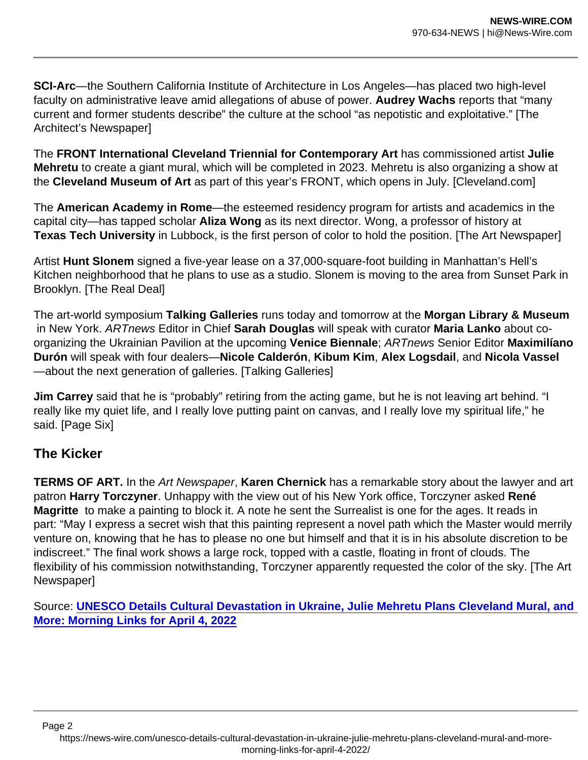**SCI-Arc**—the Southern California Institute of Architecture in Los Angeles—has placed two high-level faculty on administrative leave amid allegations of abuse of power. **Audrey Wachs** reports that "many current and former students describe" the culture at the school "as nepotistic and exploitative." [The Architect's Newspaper]

The **FRONT International Cleveland Triennial for Contemporary Art** has commissioned artist **Julie Mehretu** to create a giant mural, which will be completed in 2023. Mehretu is also organizing a show at the **Cleveland Museum of Art** as part of this year's FRONT, which opens in July. [Cleveland.com]

The **American Academy in Rome**—the esteemed residency program for artists and academics in the capital city—has tapped scholar **Aliza Wong** as its next director. Wong, a professor of history at **Texas Tech University** in Lubbock, is the first person of color to hold the position. [The Art Newspaper]

Artist **Hunt Slonem** signed a five-year lease on a 37,000-square-foot building in Manhattan's Hell's Kitchen neighborhood that he plans to use as a studio. Slonem is moving to the area from Sunset Park in Brooklyn. [The Real Deal]

The art-world symposium **Talking Galleries** runs today and tomorrow at the **Morgan Library & Museum** in New York. *ARTnews* Editor in Chief **Sarah Douglas** will speak with curator **Maria Lanko** about co-organizing the Ukrainian Pavilion at the upcoming **Venice Biennale**; *ARTnews* Senior Editor **Maximilíano Durón** will speak with four dealers—**Nicole Calderón**, **Kibum Kim**, **Alex Logsdail**, and **Nicola Vassel**—about the next generation of galleries. [Talking Galleries]

**Jim Carrey** said that he is "probably" retiring from the acting game, but he is not leaving art behind. "I really like my quiet life, and I really love putting paint on canvas, and I really love my spiritual life," he said. [Page Six]

## The Kicker

**TERMS OF ART.** In the *Art Newspaper*, **Karen Chernick** has a remarkable story about the lawyer and art patron **Harry Torczyner**. Unhappy with the view out of his New York office, Torczyner asked **René Magritte** to make a painting to block it. A note he sent the Surrealist is one for the ages. It reads in part: "May I express a secret wish that this painting represent a novel path which the Master would merrily venture on, knowing that he has to please no one but himself and that it is in his absolute discretion to be indiscreet." The final work shows a large rock, topped with a castle, floating in front of clouds. The flexibility of his commission notwithstanding, Torczyner apparently requested the color of the sky. [The Art Newspaper]

Source: [UNESCO Details Cultural Devastation in Ukraine, Julie Mehretu Plans Cleveland Mural, and More: Morning Links for April 4, 2022](https://news-wire.com/unesco-details-cultural-devastation-in-ukraine-julie-mehretu-plans-cleveland-mural-and-more-morning-links-for-april-4-2022/)